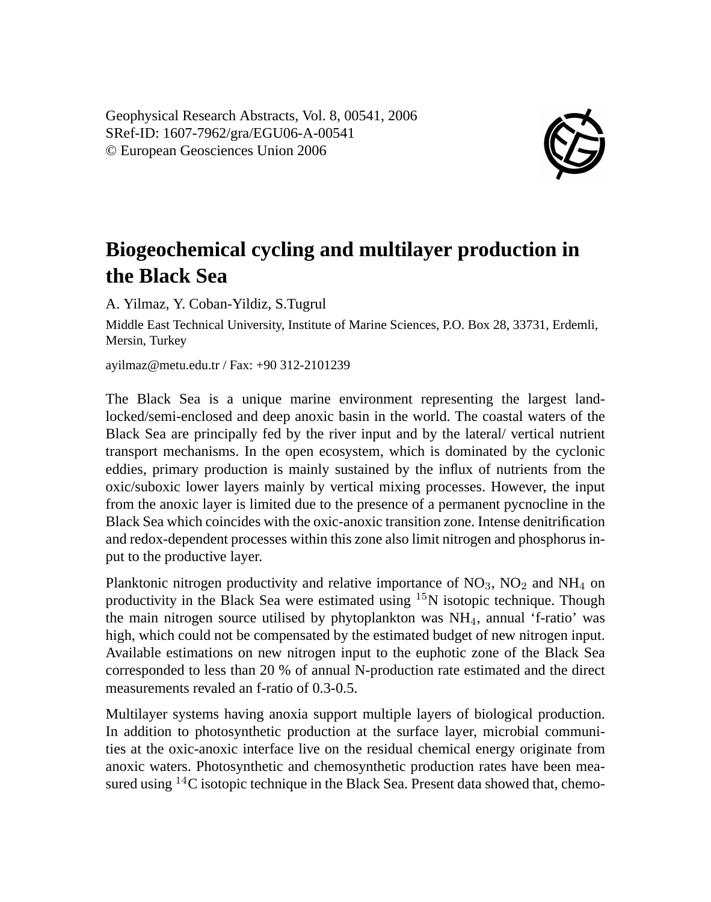Geophysical Research Abstracts, Vol. 8, 00541, 2006
SRef-ID: 1607-7962/gra/EGU06-A-00541
© European Geosciences Union 2006

# Biogeochemical cycling and multilayer production in the Black Sea

A. Yilmaz, Y. Coban-Yildiz, S.Tugrul

Middle East Technical University, Institute of Marine Sciences, P.O. Box 28, 33731, Erdemli, Mersin, Turkey

ayilmaz@metu.edu.tr / Fax: +90 312-2101239

The Black Sea is a unique marine environment representing the largest land-locked/semi-enclosed and deep anoxic basin in the world. The coastal waters of the Black Sea are principally fed by the river input and by the lateral/ vertical nutrient transport mechanisms. In the open ecosystem, which is dominated by the cyclonic eddies, primary production is mainly sustained by the influx of nutrients from the oxic/suboxic lower layers mainly by vertical mixing processes. However, the input from the anoxic layer is limited due to the presence of a permanent pycnocline in the Black Sea which coincides with the oxic-anoxic transition zone. Intense denitrification and redox-dependent processes within this zone also limit nitrogen and phosphorus input to the productive layer.

Planktonic nitrogen productivity and relative importance of $NO_3$, $NO_2$ and $NH_4$ on productivity in the Black Sea were estimated using $^{15}$N isotopic technique. Though the main nitrogen source utilised by phytoplankton was $NH_4$, annual 'f-ratio' was high, which could not be compensated by the estimated budget of new nitrogen input. Available estimations on new nitrogen input to the euphotic zone of the Black Sea corresponded to less than 20 % of annual N-production rate estimated and the direct measurements revaled an f-ratio of 0.3-0.5.

Multilayer systems having anoxia support multiple layers of biological production. In addition to photosynthetic production at the surface layer, microbial communities at the oxic-anoxic interface live on the residual chemical energy originate from anoxic waters. Photosynthetic and chemosynthetic production rates have been measured using $^{14}$C isotopic technique in the Black Sea. Present data showed that, chemo-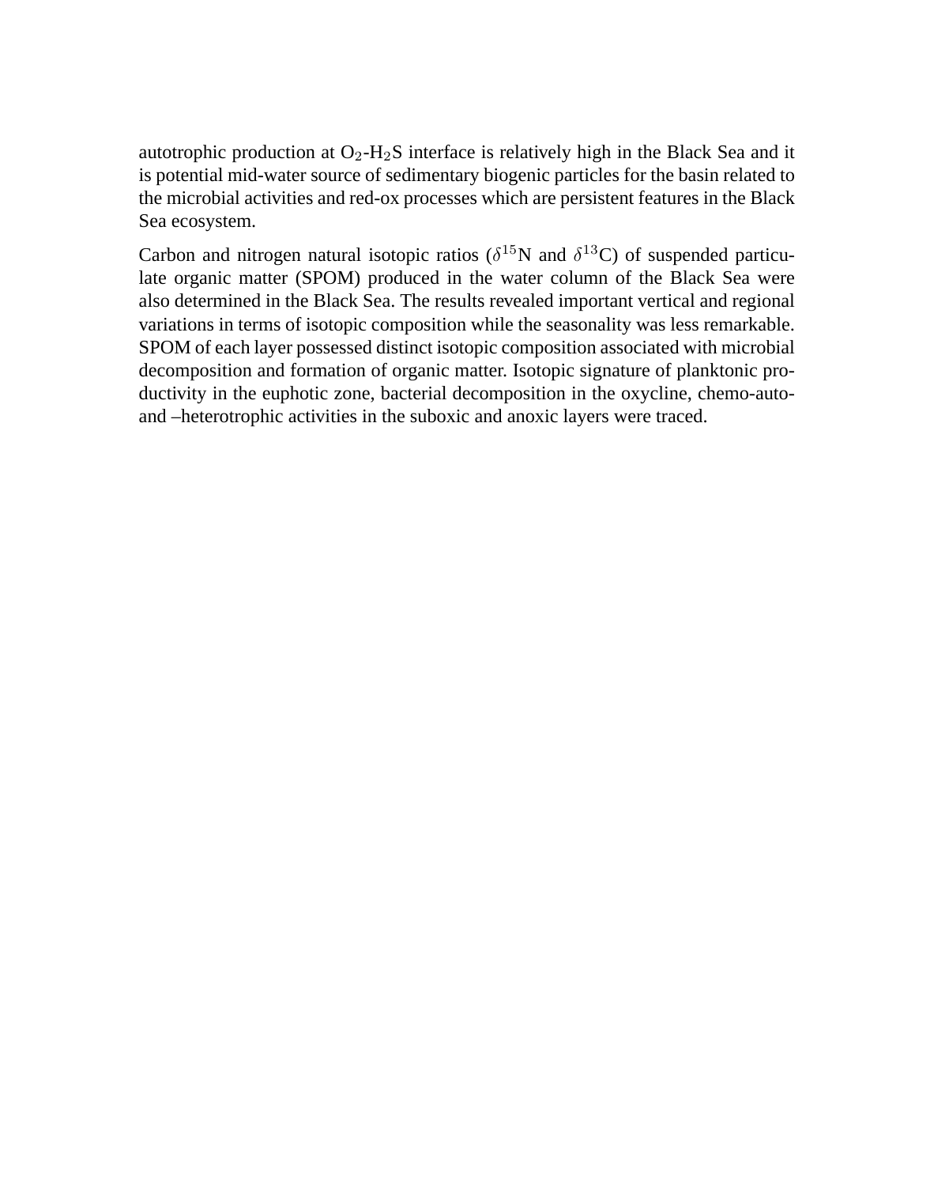autotrophic production at $O_2$-$H_2S$ interface is relatively high in the Black Sea and it is potential mid-water source of sedimentary biogenic particles for the basin related to the microbial activities and red-ox processes which are persistent features in the Black Sea ecosystem.

Carbon and nitrogen natural isotopic ratios ($\delta^{15}$N and $\delta^{13}$C) of suspended particulate organic matter (SPOM) produced in the water column of the Black Sea were also determined in the Black Sea. The results revealed important vertical and regional variations in terms of isotopic composition while the seasonality was less remarkable. SPOM of each layer possessed distinct isotopic composition associated with microbial decomposition and formation of organic matter. Isotopic signature of planktonic productivity in the euphotic zone, bacterial decomposition in the oxycline, chemo-auto- and –heterotrophic activities in the suboxic and anoxic layers were traced.